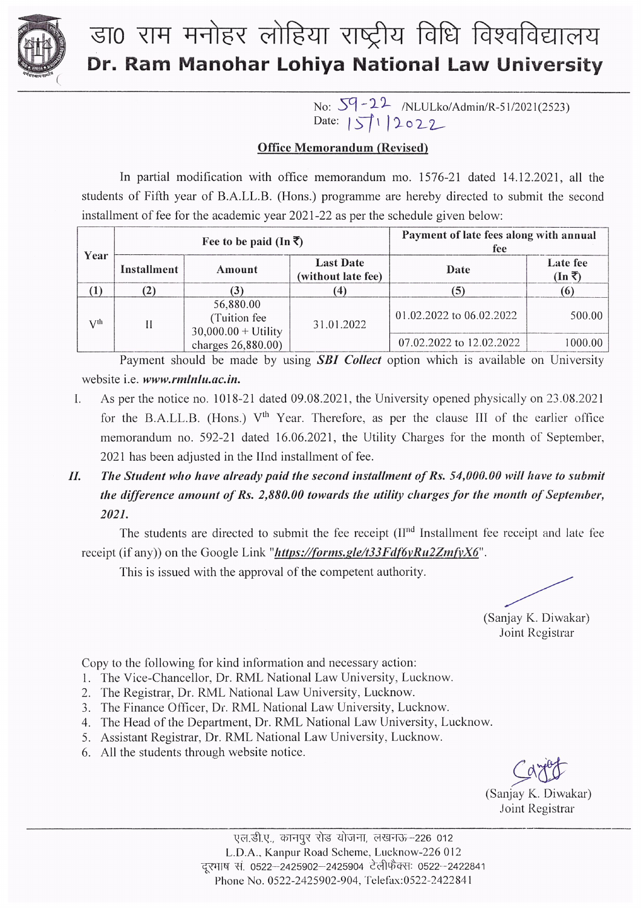# डा० राम मनोहर लोहिया राष्ट्रीय विधि विश्वविद्यालय
# Dr. Ram Manohar Lohiya National Law University

No: 59-22 /NLULko/Admin/R-51/2021(2523)
Date: 15/1/2022

## Office Memorandum (Revised)

In partial modification with office memorandum mo. 1576-21 dated 14.12.2021, all the students of Fifth year of B.A.LL.B. (Hons.) programme are hereby directed to submit the second installment of fee for the academic year 2021-22 as per the schedule given below:

| Year | Fee to be paid (In ₹) | | | Payment of late fees along with annual fee | |
|---|---|---|---|---|---|
| | Installment | Amount | Last Date (without late fee) | Date | Late fee (In ₹) |
| (1) | (2) | (3) | (4) | (5) | (6) |
| V[th] | II | 56,880.00 (Tuition fee 30,000.00 + Utility charges 26,880.00) | 31.01.2022 | 01.02.2022 to 06.02.2022 | 500.00 |
| | | | | 07.02.2022 to 12.02.2022 | 1000.00 |

Payment should be made by using ***SBI Collect*** option which is available on University website i.e. ***www.rmlnlu.ac.in.***

I. As per the notice no. 1018-21 dated 09.08.2021, the University opened physically on 23.08.2021 for the B.A.LL.B. (Hons.) V[th] Year. Therefore, as per the clause III of the earlier office memorandum no. 592-21 dated 16.06.2021, the Utility Charges for the month of September, 2021 has been adjusted in the IInd installment of fee.

***II. The Student who have already paid the second installment of Rs. 54,000.00 will have to submit the difference amount of Rs. 2,880.00 towards the utility charges for the month of September, 2021.***

The students are directed to submit the fee receipt (II[nd] Installment fee receipt and late fee receipt (if any)) on the Google Link "***https://forms.gle/t33Fdf6yRu2ZmfyX6***".

This is issued with the approval of the competent authority.

(Sanjay K. Diwakar)
Joint Registrar

Copy to the following for kind information and necessary action:
1. The Vice-Chancellor, Dr. RML National Law University, Lucknow.
2. The Registrar, Dr. RML National Law University, Lucknow.
3. The Finance Officer, Dr. RML National Law University, Lucknow.
4. The Head of the Department, Dr. RML National Law University, Lucknow.
5. Assistant Registrar, Dr. RML National Law University, Lucknow.
6. All the students through website notice.

(Sanjay K. Diwakar)
Joint Registrar

एल.डी.ए., कानपुर रोड योजना, लखनऊ–226 012
L.D.A., Kanpur Road Scheme, Lucknow-226 012
दूरभाष सं. 0522–2425902–2425904 टेलीफैक्स: 0522–2422841
Phone No. 0522-2425902-904, Telefax:0522-2422841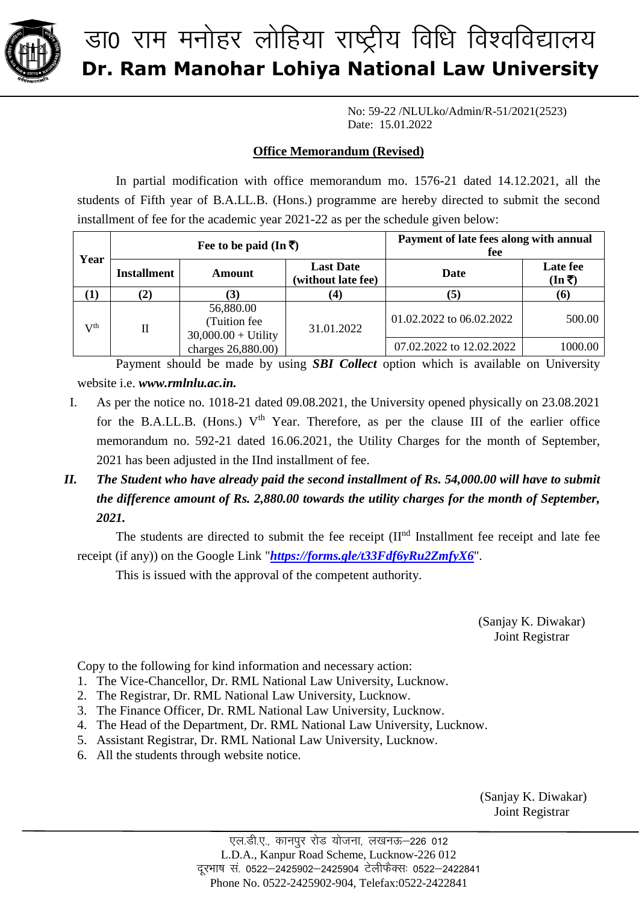# डा0 राम मनोहर लोहिया राष्ट्रीय विधि विश्वविद्यालय
# Dr. Ram Manohar Lohiya National Law University

No: 59-22 /NLULko/Admin/R-51/2021(2523)
Date: 15.01.2022

## Office Memorandum (Revised)

In partial modification with office memorandum mo. 1576-21 dated 14.12.2021, all the students of Fifth year of B.A.LL.B. (Hons.) programme are hereby directed to submit the second installment of fee for the academic year 2021-22 as per the schedule given below:

| Year | Fee to be paid (In ₹) | | | Payment of late fees along with annual fee | |
|---|---|---|---|---|---|
| | Installment | Amount | Last Date (without late fee) | Date | Late fee (In ₹) |
| (1) | (2) | (3) | (4) | (5) | (6) |
| V[th] | II | 56,880.00 (Tuition fee 30,000.00 + Utility charges 26,880.00) | 31.01.2022 | 01.02.2022 to 06.02.2022 | 500.00 |
| | | | | 07.02.2022 to 12.02.2022 | 1000.00 |

Payment should be made by using ***SBI Collect*** option which is available on University website i.e. ***www.rmlnlu.ac.in.***

I. As per the notice no. 1018-21 dated 09.08.2021, the University opened physically on 23.08.2021 for the B.A.LL.B. (Hons.) V[th] Year. Therefore, as per the clause III of the earlier office memorandum no. 592-21 dated 16.06.2021, the Utility Charges for the month of September, 2021 has been adjusted in the IInd installment of fee.

***II. The Student who have already paid the second installment of Rs. 54,000.00 will have to submit the difference amount of Rs. 2,880.00 towards the utility charges for the month of September, 2021.***

The students are directed to submit the fee receipt (II[nd] Installment fee receipt and late fee receipt (if any)) on the Google Link "***https://forms.gle/t33Fdf6yRu2ZmfyX6***".

This is issued with the approval of the competent authority.

(Sanjay K. Diwakar)
Joint Registrar

Copy to the following for kind information and necessary action:

1. The Vice-Chancellor, Dr. RML National Law University, Lucknow.
2. The Registrar, Dr. RML National Law University, Lucknow.
3. The Finance Officer, Dr. RML National Law University, Lucknow.
4. The Head of the Department, Dr. RML National Law University, Lucknow.
5. Assistant Registrar, Dr. RML National Law University, Lucknow.
6. All the students through website notice.

(Sanjay K. Diwakar)
Joint Registrar

एल.डी.ए., कानपुर रोड योजना, लखनऊ–226 012
L.D.A., Kanpur Road Scheme, Lucknow-226 012
दूरभाष सं. 0522–2425902–2425904 टेलीफैक्स: 0522–2422841
Phone No. 0522-2425902-904, Telefax:0522-2422841